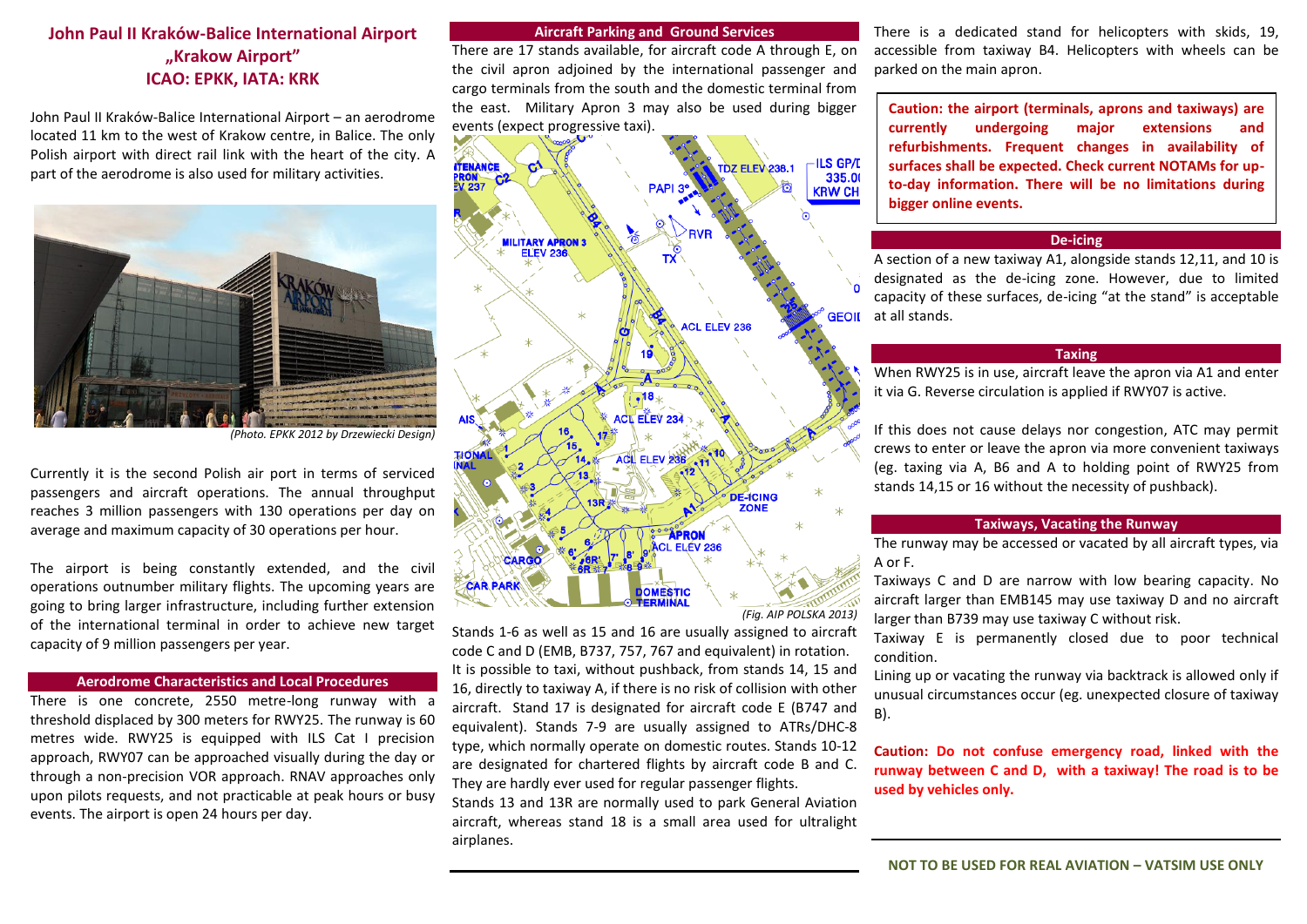# John Paul II Kraków-Balice International Airport „Krakow Airport" ICAO: EPKK, IATA: KRK

John Paul II Kraków-Balice International Airport – an aerodrome located 11 km to the west of Krakow centre, in Balice. The only Polish airport with direct rail link with the heart of the city. A part of the aerodrome is also used for military activities.

*(Photo. EPKK 2012 by Drzewiecki Design)*

Currently it is the second Polish air port in terms of serviced passengers and aircraft operations. The annual throughput reaches 3 million passengers with 130 operations per day on average and maximum capacity of 30 operations per hour.

The airport is being constantly extended, and the civil operations outnumber military flights. The upcoming years are going to bring larger infrastructure, including further extension of the international terminal in order to achieve new target capacity of 9 million passengers per year.

## Aerodrome Characteristics and Local Procedures

There is one concrete, 2550 metre-long runway with a threshold displaced by 300 meters for RWY25. The runway is 60 metres wide. RWY25 is equipped with ILS Cat I precision approach, RWY07 can be approached visually during the day or through a non-precision VOR approach. RNAV approaches only upon pilots requests, and not practicable at peak hours or busy events. The airport is open 24 hours per day.

## Aircraft Parking and Ground Services

There are 17 stands available, for aircraft code A through E, on the civil apron adjoined by the international passenger and cargo terminals from the south and the domestic terminal from the east. Military Apron 3 may also be used during bigger events (expect progressive taxi).

*(Fig. AIP POLSKA 2013)*

Stands 1-6 as well as 15 and 16 are usually assigned to aircraft code C and D (EMB, B737, 757, 767 and equivalent) in rotation. It is possible to taxi, without pushback, from stands 14, 15 and 16, directly to taxiway A, if there is no risk of collision with other aircraft. Stand 17 is designated for aircraft code E (B747 and equivalent). Stands 7-9 are usually assigned to ATRs/DHC-8 type, which normally operate on domestic routes. Stands 10-12 are designated for chartered flights by aircraft code B and C. They are hardly ever used for regular passenger flights.

Stands 13 and 13R are normally used to park General Aviation aircraft, whereas stand 18 is a small area used for ultralight airplanes.

There is a dedicated stand for helicopters with skids, 19, accessible from taxiway B4. Helicopters with wheels can be parked on the main apron.

**Caution: the airport (terminals, aprons and taxiways) are currently undergoing major extensions and refurbishments. Frequent changes in availability of surfaces shall be expected. Check current NOTAMs for up-to-day information. There will be no limitations during bigger online events.**

## De-icing

A section of a new taxiway A1, alongside stands 12,11, and 10 is designated as the de-icing zone. However, due to limited capacity of these surfaces, de-icing "at the stand" is acceptable at all stands.

## Taxing

When RWY25 is in use, aircraft leave the apron via A1 and enter it via G. Reverse circulation is applied if RWY07 is active.

If this does not cause delays nor congestion, ATC may permit crews to enter or leave the apron via more convenient taxiways (eg. taxing via A, B6 and A to holding point of RWY25 from stands 14,15 or 16 without the necessity of pushback).

## Taxiways, Vacating the Runway

The runway may be accessed or vacated by all aircraft types, via A or F.

Taxiways C and D are narrow with low bearing capacity. No aircraft larger than EMB145 may use taxiway D and no aircraft larger than B739 may use taxiway C without risk.

Taxiway E is permanently closed due to poor technical condition.

Lining up or vacating the runway via backtrack is allowed only if unusual circumstances occur (eg. unexpected closure of taxiway B).

**Caution: Do not confuse emergency road, linked with the runway between C and D, with a taxiway! The road is to be used by vehicles only.**

**NOT TO BE USED FOR REAL AVIATION – VATSIM USE ONLY**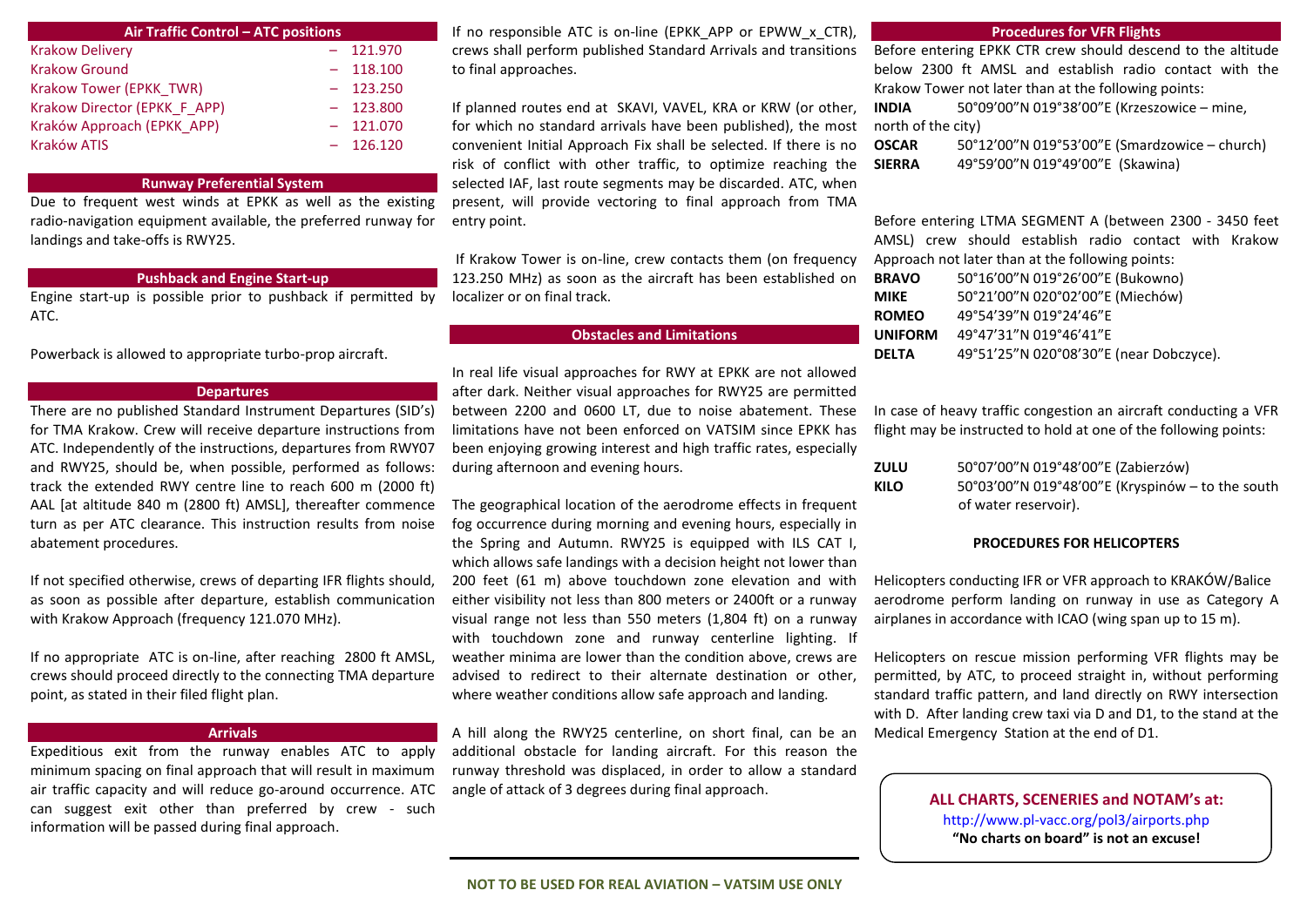## Air Traffic Control – ATC positions

| | |
|---|---|
| Krakow Delivery | – 121.970 |
| Krakow Ground | – 118.100 |
| Krakow Tower (EPKK_TWR) | – 123.250 |
| Krakow Director (EPKK_F_APP) | – 123.800 |
| Kraków Approach (EPKK_APP) | – 121.070 |
| Kraków ATIS | – 126.120 |

## Runway Preferential System

Due to frequent west winds at EPKK as well as the existing radio-navigation equipment available, the preferred runway for landings and take-offs is RWY25.

## Pushback and Engine Start-up

Engine start-up is possible prior to pushback if permitted by ATC.

Powerback is allowed to appropriate turbo-prop aircraft.

## Departures

There are no published Standard Instrument Departures (SID's) for TMA Krakow. Crew will receive departure instructions from ATC. Independently of the instructions, departures from RWY07 and RWY25, should be, when possible, performed as follows: track the extended RWY centre line to reach 600 m (2000 ft) AAL [at altitude 840 m (2800 ft) AMSL], thereafter commence turn as per ATC clearance. This instruction results from noise abatement procedures.

If not specified otherwise, crews of departing IFR flights should, as soon as possible after departure, establish communication with Krakow Approach (frequency 121.070 MHz).

If no appropriate ATC is on-line, after reaching 2800 ft AMSL, crews should proceed directly to the connecting TMA departure point, as stated in their filed flight plan.

## Arrivals

Expeditious exit from the runway enables ATC to apply minimum spacing on final approach that will result in maximum air traffic capacity and will reduce go-around occurrence. ATC can suggest exit other than preferred by crew - such information will be passed during final approach.

If no responsible ATC is on-line (EPKK_APP or EPWW_x_CTR), crews shall perform published Standard Arrivals and transitions to final approaches.

If planned routes end at SKAVI, VAVEL, KRA or KRW (or other, for which no standard arrivals have been published), the most convenient Initial Approach Fix shall be selected. If there is no risk of conflict with other traffic, to optimize reaching the selected IAF, last route segments may be discarded. ATC, when present, will provide vectoring to final approach from TMA entry point.

If Krakow Tower is on-line, crew contacts them (on frequency 123.250 MHz) as soon as the aircraft has been established on localizer or on final track.

## Obstacles and Limitations

In real life visual approaches for RWY at EPKK are not allowed after dark. Neither visual approaches for RWY25 are permitted between 2200 and 0600 LT, due to noise abatement. These limitations have not been enforced on VATSIM since EPKK has been enjoying growing interest and high traffic rates, especially during afternoon and evening hours.

The geographical location of the aerodrome effects in frequent fog occurrence during morning and evening hours, especially in the Spring and Autumn. RWY25 is equipped with ILS CAT I, which allows safe landings with a decision height not lower than 200 feet (61 m) above touchdown zone elevation and with either visibility not less than 800 meters or 2400ft or a runway visual range not less than 550 meters (1,804 ft) on a runway with touchdown zone and runway centerline lighting. If weather minima are lower than the condition above, crews are advised to redirect to their alternate destination or other, where weather conditions allow safe approach and landing.

A hill along the RWY25 centerline, on short final, can be an additional obstacle for landing aircraft. For this reason the runway threshold was displaced, in order to allow a standard angle of attack of 3 degrees during final approach.

**NOT TO BE USED FOR REAL AVIATION – VATSIM USE ONLY**

## Procedures for VFR Flights

Before entering EPKK CTR crew should descend to the altitude below 2300 ft AMSL and establish radio contact with the Krakow Tower not later than at the following points:

| | |
|---|---|
| **INDIA** | 50°09'00"N 019°38'00"E (Krzeszowice – mine, north of the city) |
| **OSCAR** | 50°12'00"N 019°53'00"E (Smardzowice – church) |
| **SIERRA** | 49°59'00"N 019°49'00"E (Skawina) |

Before entering LTMA SEGMENT A (between 2300 - 3450 feet AMSL) crew should establish radio contact with Krakow Approach not later than at the following points:

| | |
|---|---|
| **BRAVO** | 50°16'00"N 019°26'00"E (Bukowno) |
| **MIKE** | 50°21'00"N 020°02'00"E (Miechów) |
| **ROMEO** | 49°54'39"N 019°24'46"E |
| **UNIFORM** | 49°47'31"N 019°46'41"E |
| **DELTA** | 49°51'25"N 020°08'30"E (near Dobczyce). |

In case of heavy traffic congestion an aircraft conducting a VFR flight may be instructed to hold at one of the following points:

| | |
|---|---|
| **ZULU** | 50°07'00"N 019°48'00"E (Zabierzów) |
| **KILO** | 50°03'00"N 019°48'00"E (Kryspinów – to the south of water reservoir). |

### PROCEDURES FOR HELICOPTERS

Helicopters conducting IFR or VFR approach to KRAKÓW/Balice aerodrome perform landing on runway in use as Category A airplanes in accordance with ICAO (wing span up to 15 m).

Helicopters on rescue mission performing VFR flights may be permitted, by ATC, to proceed straight in, without performing standard traffic pattern, and land directly on RWY intersection with D. After landing crew taxi via D and D1, to the stand at the Medical Emergency Station at the end of D1.

**ALL CHARTS, SCENERIES and NOTAM's at:**
http://www.pl-vacc.org/pol3/airports.php
**"No charts on board" is not an excuse!**